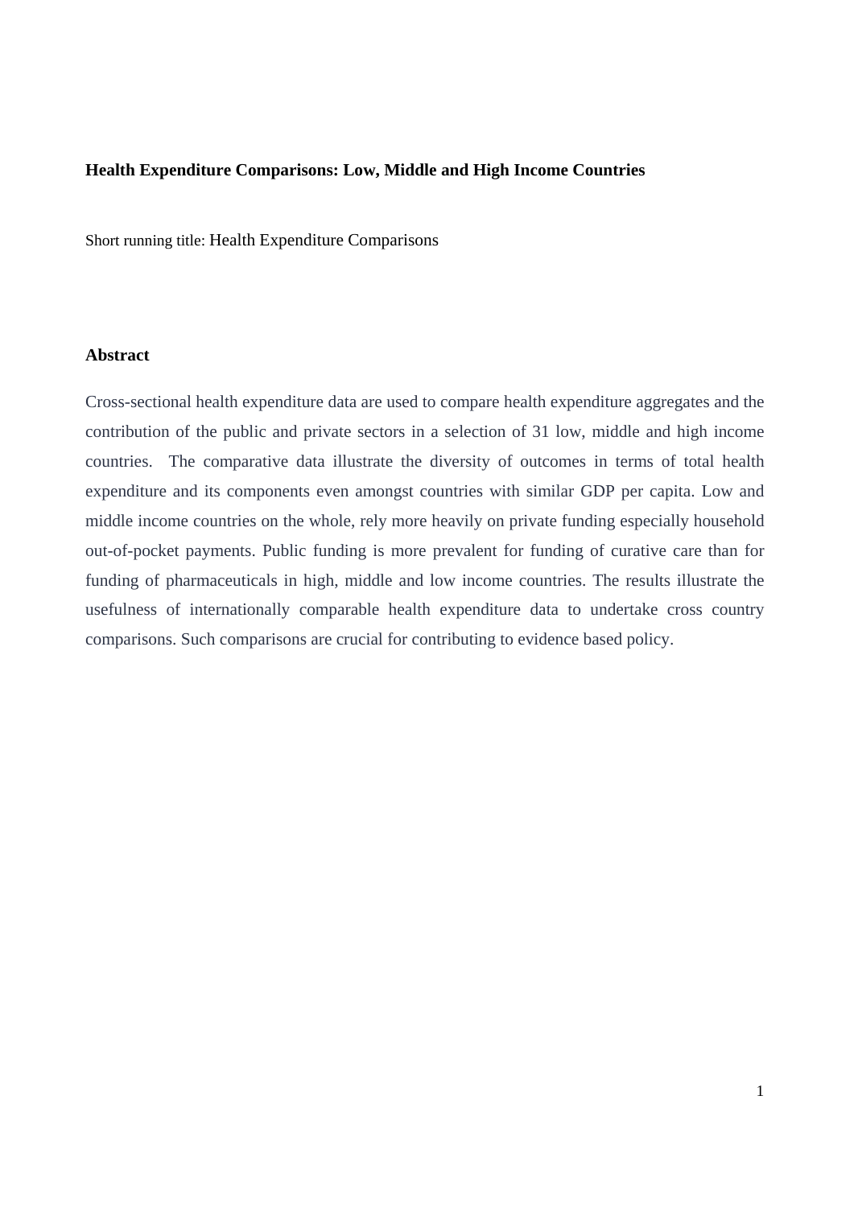# Health Expenditure Comparisons: Low, Middle and High Income Countries

Short running title: Health Expenditure Comparisons

## Abstract

Cross-sectional health expenditure data are used to compare health expenditure aggregates and the contribution of the public and private sectors in a selection of 31 low, middle and high income countries. The comparative data illustrate the diversity of outcomes in terms of total health expenditure and its components even amongst countries with similar GDP per capita. Low and middle income countries on the whole, rely more heavily on private funding especially household out-of-pocket payments. Public funding is more prevalent for funding of curative care than for funding of pharmaceuticals in high, middle and low income countries. The results illustrate the usefulness of internationally comparable health expenditure data to undertake cross country comparisons. Such comparisons are crucial for contributing to evidence based policy.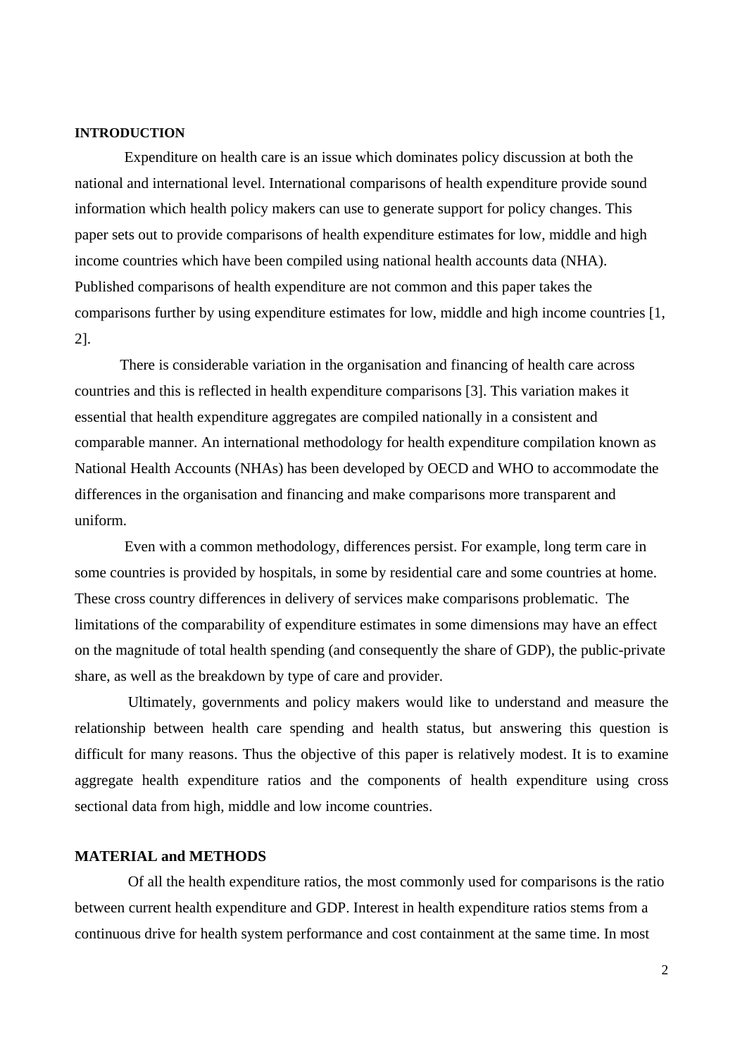## INTRODUCTION

Expenditure on health care is an issue which dominates policy discussion at both the national and international level. International comparisons of health expenditure provide sound information which health policy makers can use to generate support for policy changes. This paper sets out to provide comparisons of health expenditure estimates for low, middle and high income countries which have been compiled using national health accounts data (NHA). Published comparisons of health expenditure are not common and this paper takes the comparisons further by using expenditure estimates for low, middle and high income countries [1, 2].

There is considerable variation in the organisation and financing of health care across countries and this is reflected in health expenditure comparisons [3]. This variation makes it essential that health expenditure aggregates are compiled nationally in a consistent and comparable manner. An international methodology for health expenditure compilation known as National Health Accounts (NHAs) has been developed by OECD and WHO to accommodate the differences in the organisation and financing and make comparisons more transparent and uniform.

Even with a common methodology, differences persist. For example, long term care in some countries is provided by hospitals, in some by residential care and some countries at home. These cross country differences in delivery of services make comparisons problematic. The limitations of the comparability of expenditure estimates in some dimensions may have an effect on the magnitude of total health spending (and consequently the share of GDP), the public-private share, as well as the breakdown by type of care and provider.

Ultimately, governments and policy makers would like to understand and measure the relationship between health care spending and health status, but answering this question is difficult for many reasons. Thus the objective of this paper is relatively modest. It is to examine aggregate health expenditure ratios and the components of health expenditure using cross sectional data from high, middle and low income countries.

## MATERIAL and METHODS

Of all the health expenditure ratios, the most commonly used for comparisons is the ratio between current health expenditure and GDP. Interest in health expenditure ratios stems from a continuous drive for health system performance and cost containment at the same time. In most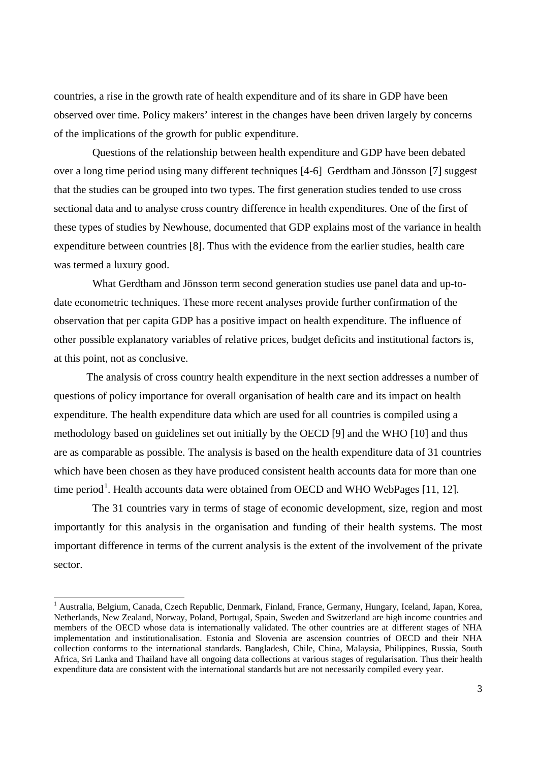countries, a rise in the growth rate of health expenditure and of its share in GDP have been observed over time. Policy makers' interest in the changes have been driven largely by concerns of the implications of the growth for public expenditure.

Questions of the relationship between health expenditure and GDP have been debated over a long time period using many different techniques [4-6] Gerdtham and Jönsson [7] suggest that the studies can be grouped into two types. The first generation studies tended to use cross sectional data and to analyse cross country difference in health expenditures. One of the first of these types of studies by Newhouse, documented that GDP explains most of the variance in health expenditure between countries [8]. Thus with the evidence from the earlier studies, health care was termed a luxury good.

What Gerdtham and Jönsson term second generation studies use panel data and up-to-date econometric techniques. These more recent analyses provide further confirmation of the observation that per capita GDP has a positive impact on health expenditure. The influence of other possible explanatory variables of relative prices, budget deficits and institutional factors is, at this point, not as conclusive.

The analysis of cross country health expenditure in the next section addresses a number of questions of policy importance for overall organisation of health care and its impact on health expenditure. The health expenditure data which are used for all countries is compiled using a methodology based on guidelines set out initially by the OECD [9] and the WHO [10] and thus are as comparable as possible. The analysis is based on the health expenditure data of 31 countries which have been chosen as they have produced consistent health accounts data for more than one time period[1]. Health accounts data were obtained from OECD and WHO WebPages [11, 12].

The 31 countries vary in terms of stage of economic development, size, region and most importantly for this analysis in the organisation and funding of their health systems. The most important difference in terms of the current analysis is the extent of the involvement of the private sector.

---

[1] Australia, Belgium, Canada, Czech Republic, Denmark, Finland, France, Germany, Hungary, Iceland, Japan, Korea, Netherlands, New Zealand, Norway, Poland, Portugal, Spain, Sweden and Switzerland are high income countries and members of the OECD whose data is internationally validated. The other countries are at different stages of NHA implementation and institutionalisation. Estonia and Slovenia are ascension countries of OECD and their NHA collection conforms to the international standards. Bangladesh, Chile, China, Malaysia, Philippines, Russia, South Africa, Sri Lanka and Thailand have all ongoing data collections at various stages of regularisation. Thus their health expenditure data are consistent with the international standards but are not necessarily compiled every year.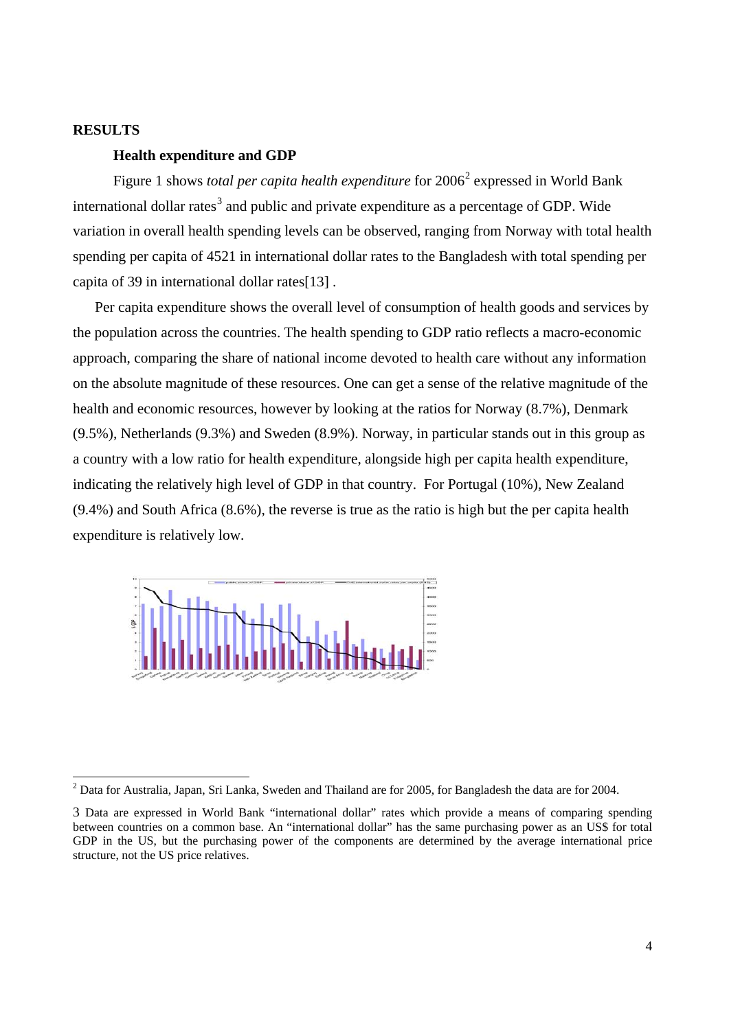## RESULTS

### Health expenditure and GDP

Figure 1 shows *total per capita health expenditure* for 2006[2] expressed in World Bank international dollar rates[3] and public and private expenditure as a percentage of GDP. Wide variation in overall health spending levels can be observed, ranging from Norway with total health spending per capita of 4521 in international dollar rates to the Bangladesh with total spending per capita of 39 in international dollar rates[13] .

Per capita expenditure shows the overall level of consumption of health goods and services by the population across the countries. The health spending to GDP ratio reflects a macro-economic approach, comparing the share of national income devoted to health care without any information on the absolute magnitude of these resources. One can get a sense of the relative magnitude of the health and economic resources, however by looking at the ratios for Norway (8.7%), Denmark (9.5%), Netherlands (9.3%) and Sweden (8.9%). Norway, in particular stands out in this group as a country with a low ratio for health expenditure, alongside high per capita health expenditure, indicating the relatively high level of GDP in that country. For Portugal (10%), New Zealand (9.4%) and South Africa (8.6%), the reverse is true as the ratio is high but the per capita health expenditure is relatively low.

[2] Data for Australia, Japan, Sri Lanka, Sweden and Thailand are for 2005, for Bangladesh the data are for 2004.

[3] Data are expressed in World Bank "international dollar" rates which provide a means of comparing spending between countries on a common base. An "international dollar" has the same purchasing power as an US$ for total GDP in the US, but the purchasing power of the components are determined by the average international price structure, not the US price relatives.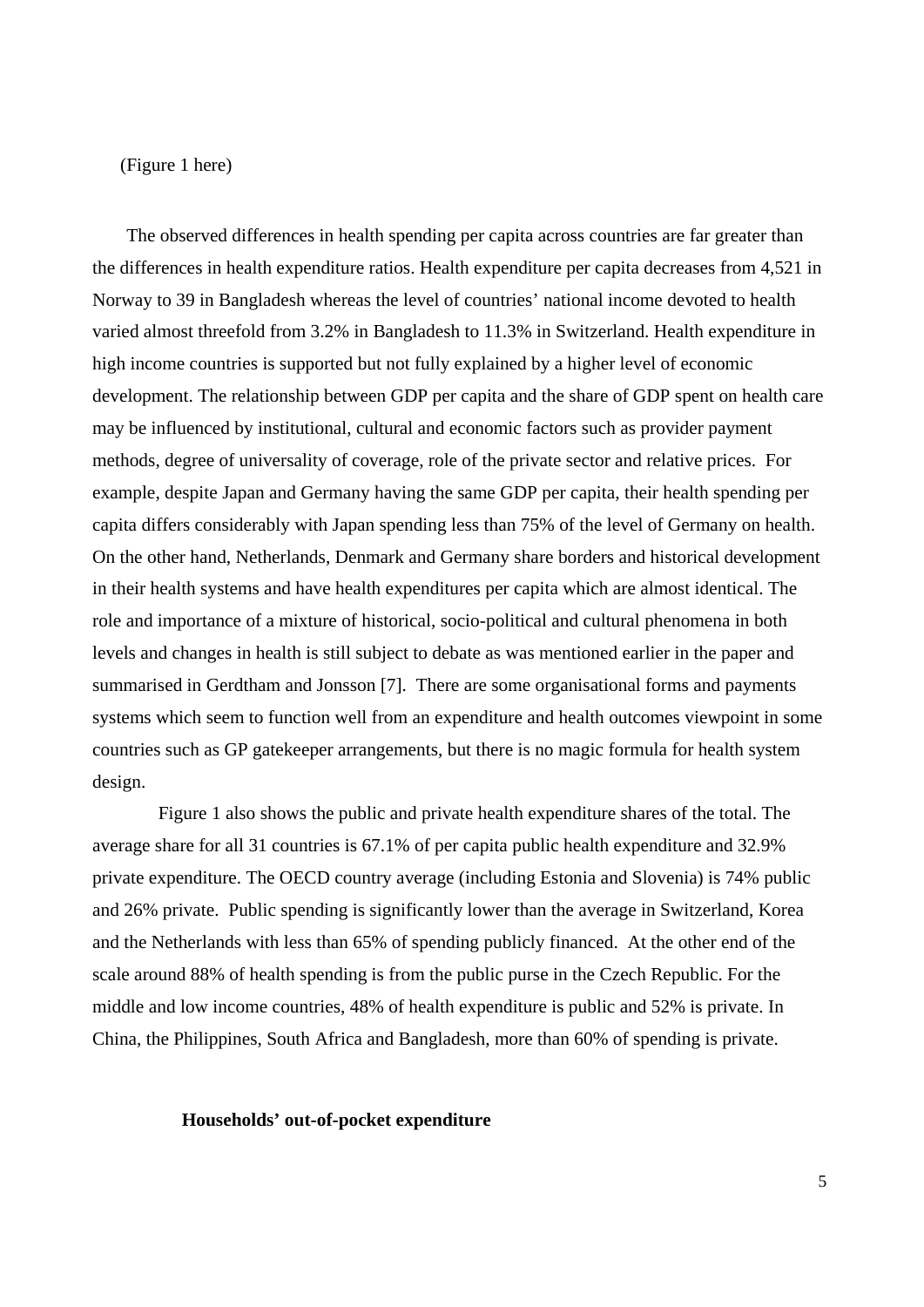(Figure 1 here)

The observed differences in health spending per capita across countries are far greater than the differences in health expenditure ratios. Health expenditure per capita decreases from 4,521 in Norway to 39 in Bangladesh whereas the level of countries' national income devoted to health varied almost threefold from 3.2% in Bangladesh to 11.3% in Switzerland. Health expenditure in high income countries is supported but not fully explained by a higher level of economic development. The relationship between GDP per capita and the share of GDP spent on health care may be influenced by institutional, cultural and economic factors such as provider payment methods, degree of universality of coverage, role of the private sector and relative prices. For example, despite Japan and Germany having the same GDP per capita, their health spending per capita differs considerably with Japan spending less than 75% of the level of Germany on health. On the other hand, Netherlands, Denmark and Germany share borders and historical development in their health systems and have health expenditures per capita which are almost identical. The role and importance of a mixture of historical, socio-political and cultural phenomena in both levels and changes in health is still subject to debate as was mentioned earlier in the paper and summarised in Gerdtham and Jonsson [7]. There are some organisational forms and payments systems which seem to function well from an expenditure and health outcomes viewpoint in some countries such as GP gatekeeper arrangements, but there is no magic formula for health system design.

Figure 1 also shows the public and private health expenditure shares of the total. The average share for all 31 countries is 67.1% of per capita public health expenditure and 32.9% private expenditure. The OECD country average (including Estonia and Slovenia) is 74% public and 26% private. Public spending is significantly lower than the average in Switzerland, Korea and the Netherlands with less than 65% of spending publicly financed. At the other end of the scale around 88% of health spending is from the public purse in the Czech Republic. For the middle and low income countries, 48% of health expenditure is public and 52% is private. In China, the Philippines, South Africa and Bangladesh, more than 60% of spending is private.

### Households' out-of-pocket expenditure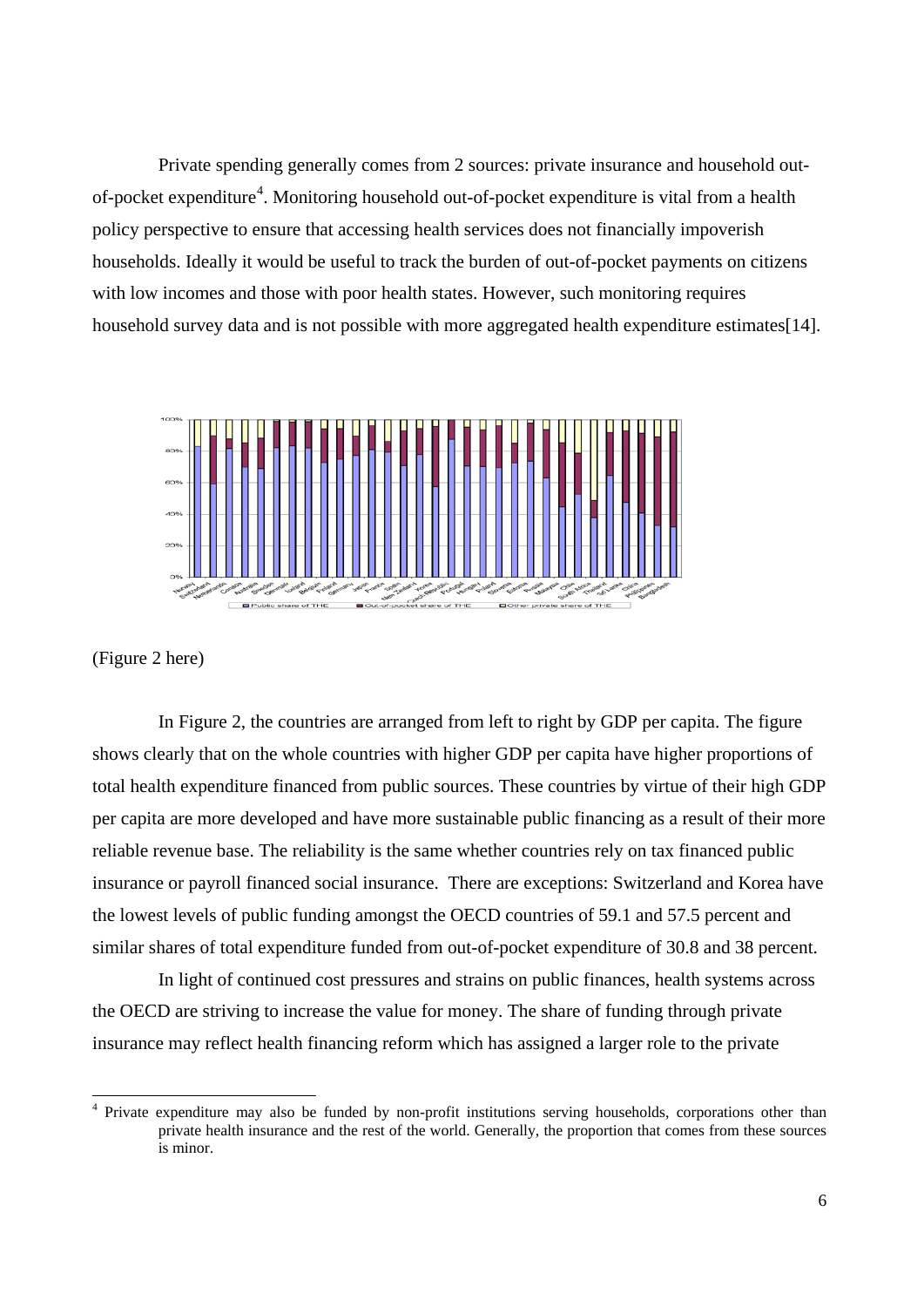Private spending generally comes from 2 sources: private insurance and household out-of-pocket expenditure[4]. Monitoring household out-of-pocket expenditure is vital from a health policy perspective to ensure that accessing health services does not financially impoverish households. Ideally it would be useful to track the burden of out-of-pocket payments on citizens with low incomes and those with poor health states. However, such monitoring requires household survey data and is not possible with more aggregated health expenditure estimates[14].

(Figure 2 here)

In Figure 2, the countries are arranged from left to right by GDP per capita. The figure shows clearly that on the whole countries with higher GDP per capita have higher proportions of total health expenditure financed from public sources. These countries by virtue of their high GDP per capita are more developed and have more sustainable public financing as a result of their more reliable revenue base. The reliability is the same whether countries rely on tax financed public insurance or payroll financed social insurance. There are exceptions: Switzerland and Korea have the lowest levels of public funding amongst the OECD countries of 59.1 and 57.5 percent and similar shares of total expenditure funded from out-of-pocket expenditure of 30.8 and 38 percent.

In light of continued cost pressures and strains on public finances, health systems across the OECD are striving to increase the value for money. The share of funding through private insurance may reflect health financing reform which has assigned a larger role to the private

[4] Private expenditure may also be funded by non-profit institutions serving households, corporations other than private health insurance and the rest of the world. Generally, the proportion that comes from these sources is minor.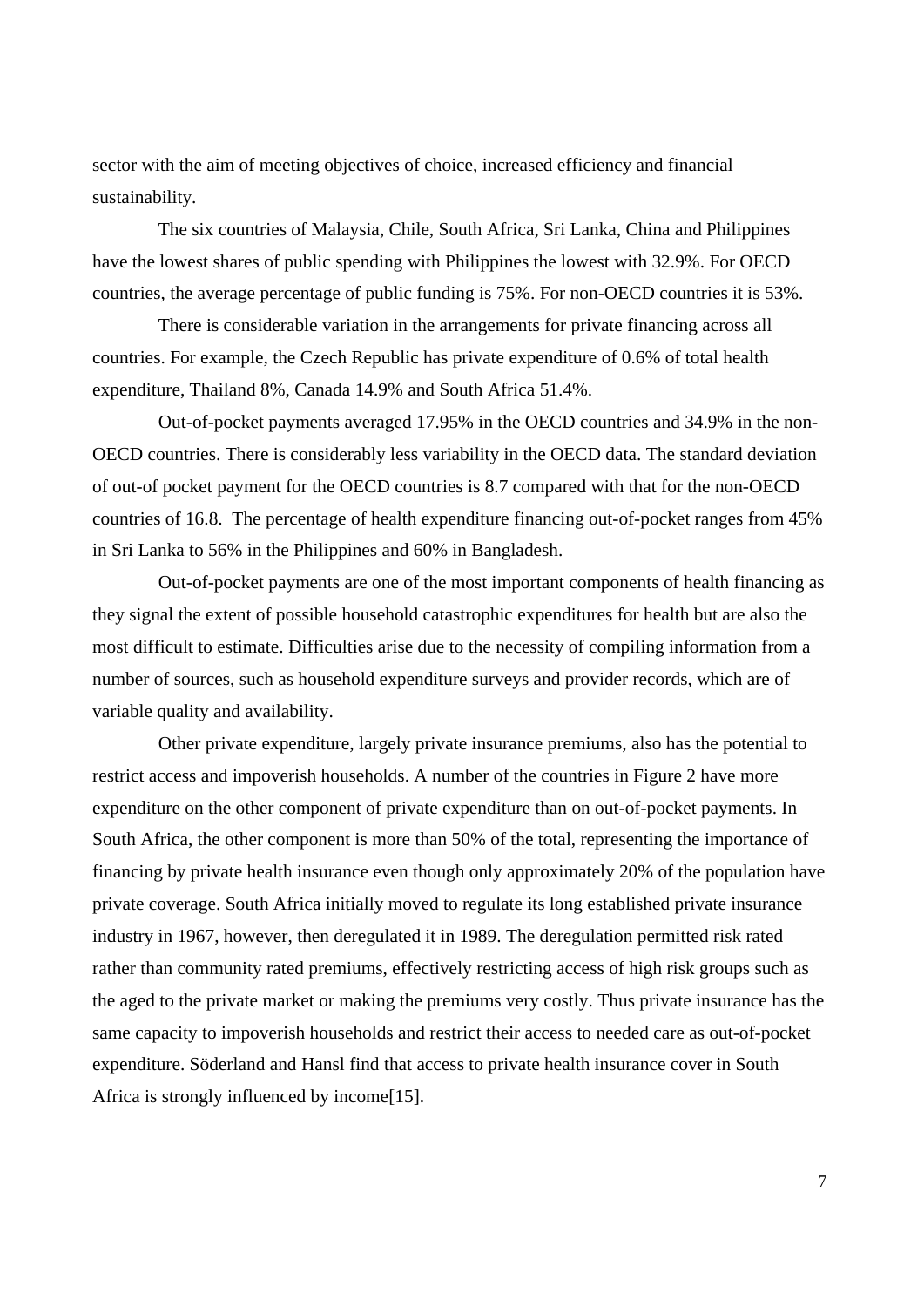sector with the aim of meeting objectives of choice, increased efficiency and financial sustainability.

The six countries of Malaysia, Chile, South Africa, Sri Lanka, China and Philippines have the lowest shares of public spending with Philippines the lowest with 32.9%. For OECD countries, the average percentage of public funding is 75%. For non-OECD countries it is 53%.

There is considerable variation in the arrangements for private financing across all countries. For example, the Czech Republic has private expenditure of 0.6% of total health expenditure, Thailand 8%, Canada 14.9% and South Africa 51.4%.

Out-of-pocket payments averaged 17.95% in the OECD countries and 34.9% in the non-OECD countries. There is considerably less variability in the OECD data. The standard deviation of out-of pocket payment for the OECD countries is 8.7 compared with that for the non-OECD countries of 16.8. The percentage of health expenditure financing out-of-pocket ranges from 45% in Sri Lanka to 56% in the Philippines and 60% in Bangladesh.

Out-of-pocket payments are one of the most important components of health financing as they signal the extent of possible household catastrophic expenditures for health but are also the most difficult to estimate. Difficulties arise due to the necessity of compiling information from a number of sources, such as household expenditure surveys and provider records, which are of variable quality and availability.

Other private expenditure, largely private insurance premiums, also has the potential to restrict access and impoverish households. A number of the countries in Figure 2 have more expenditure on the other component of private expenditure than on out-of-pocket payments. In South Africa, the other component is more than 50% of the total, representing the importance of financing by private health insurance even though only approximately 20% of the population have private coverage. South Africa initially moved to regulate its long established private insurance industry in 1967, however, then deregulated it in 1989. The deregulation permitted risk rated rather than community rated premiums, effectively restricting access of high risk groups such as the aged to the private market or making the premiums very costly. Thus private insurance has the same capacity to impoverish households and restrict their access to needed care as out-of-pocket expenditure. Söderland and Hansl find that access to private health insurance cover in South Africa is strongly influenced by income[15].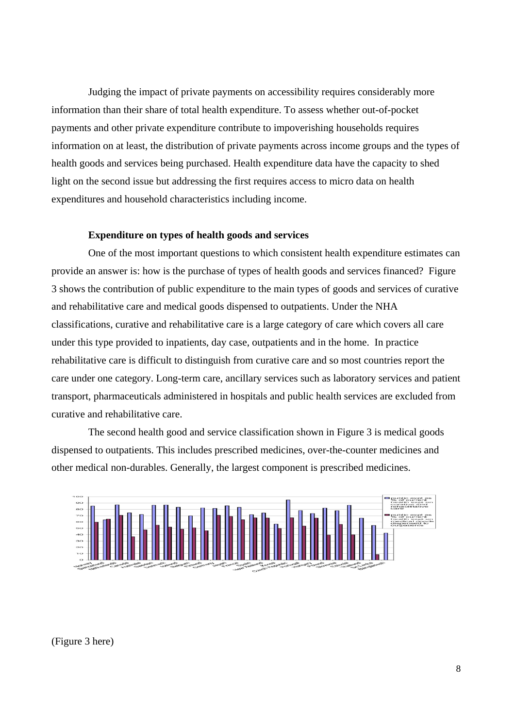Judging the impact of private payments on accessibility requires considerably more information than their share of total health expenditure. To assess whether out-of-pocket payments and other private expenditure contribute to impoverishing households requires information on at least, the distribution of private payments across income groups and the types of health goods and services being purchased. Health expenditure data have the capacity to shed light on the second issue but addressing the first requires access to micro data on health expenditures and household characteristics including income.

**Expenditure on types of health goods and services**

One of the most important questions to which consistent health expenditure estimates can provide an answer is: how is the purchase of types of health goods and services financed? Figure 3 shows the contribution of public expenditure to the main types of goods and services of curative and rehabilitative care and medical goods dispensed to outpatients. Under the NHA classifications, curative and rehabilitative care is a large category of care which covers all care under this type provided to inpatients, day case, outpatients and in the home. In practice rehabilitative care is difficult to distinguish from curative care and so most countries report the care under one category. Long-term care, ancillary services such as laboratory services and patient transport, pharmaceuticals administered in hospitals and public health services are excluded from curative and rehabilitative care.

The second health good and service classification shown in Figure 3 is medical goods dispensed to outpatients. This includes prescribed medicines, over-the-counter medicines and other medical non-durables. Generally, the largest component is prescribed medicines.

(Figure 3 here)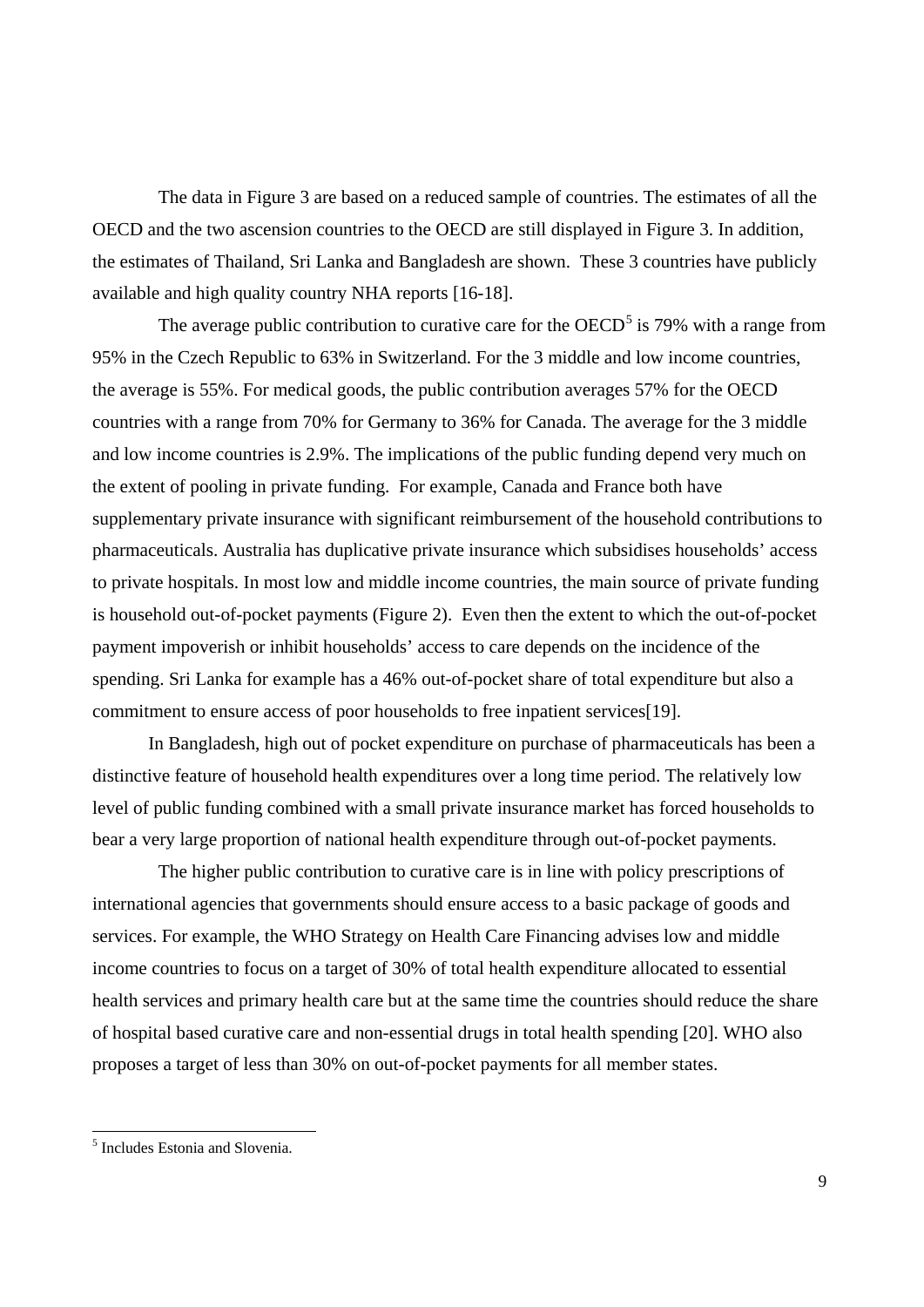The data in Figure 3 are based on a reduced sample of countries. The estimates of all the OECD and the two ascension countries to the OECD are still displayed in Figure 3. In addition, the estimates of Thailand, Sri Lanka and Bangladesh are shown. These 3 countries have publicly available and high quality country NHA reports [16-18].

The average public contribution to curative care for the OECD[5] is 79% with a range from 95% in the Czech Republic to 63% in Switzerland. For the 3 middle and low income countries, the average is 55%. For medical goods, the public contribution averages 57% for the OECD countries with a range from 70% for Germany to 36% for Canada. The average for the 3 middle and low income countries is 2.9%. The implications of the public funding depend very much on the extent of pooling in private funding. For example, Canada and France both have supplementary private insurance with significant reimbursement of the household contributions to pharmaceuticals. Australia has duplicative private insurance which subsidises households' access to private hospitals. In most low and middle income countries, the main source of private funding is household out-of-pocket payments (Figure 2). Even then the extent to which the out-of-pocket payment impoverish or inhibit households' access to care depends on the incidence of the spending. Sri Lanka for example has a 46% out-of-pocket share of total expenditure but also a commitment to ensure access of poor households to free inpatient services[19].

In Bangladesh, high out of pocket expenditure on purchase of pharmaceuticals has been a distinctive feature of household health expenditures over a long time period. The relatively low level of public funding combined with a small private insurance market has forced households to bear a very large proportion of national health expenditure through out-of-pocket payments.

The higher public contribution to curative care is in line with policy prescriptions of international agencies that governments should ensure access to a basic package of goods and services. For example, the WHO Strategy on Health Care Financing advises low and middle income countries to focus on a target of 30% of total health expenditure allocated to essential health services and primary health care but at the same time the countries should reduce the share of hospital based curative care and non-essential drugs in total health spending [20]. WHO also proposes a target of less than 30% on out-of-pocket payments for all member states.

---

[5] Includes Estonia and Slovenia.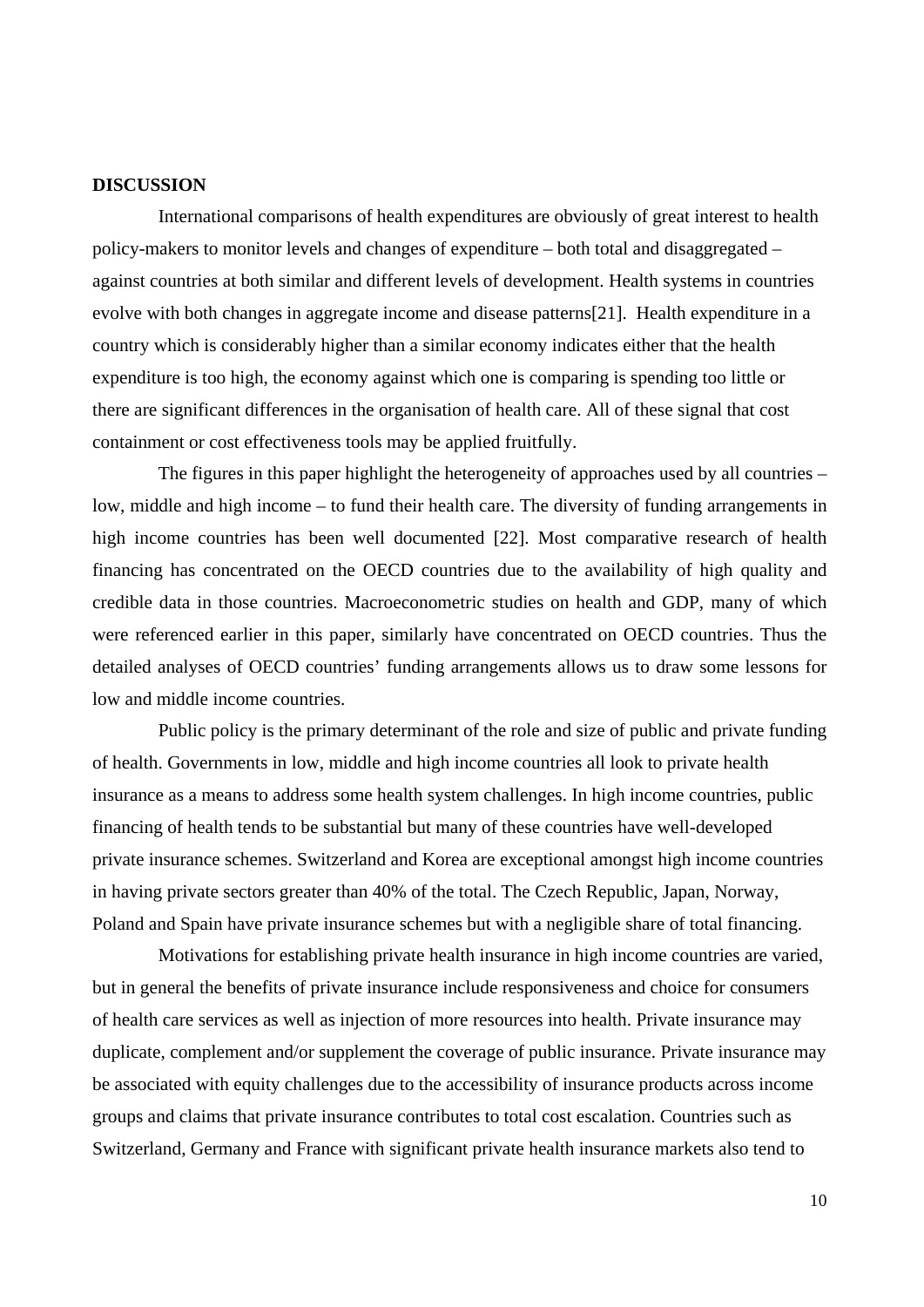## DISCUSSION

International comparisons of health expenditures are obviously of great interest to health policy-makers to monitor levels and changes of expenditure – both total and disaggregated – against countries at both similar and different levels of development. Health systems in countries evolve with both changes in aggregate income and disease patterns[21]. Health expenditure in a country which is considerably higher than a similar economy indicates either that the health expenditure is too high, the economy against which one is comparing is spending too little or there are significant differences in the organisation of health care. All of these signal that cost containment or cost effectiveness tools may be applied fruitfully.

The figures in this paper highlight the heterogeneity of approaches used by all countries – low, middle and high income – to fund their health care. The diversity of funding arrangements in high income countries has been well documented [22]. Most comparative research of health financing has concentrated on the OECD countries due to the availability of high quality and credible data in those countries. Macroeconometric studies on health and GDP, many of which were referenced earlier in this paper, similarly have concentrated on OECD countries. Thus the detailed analyses of OECD countries' funding arrangements allows us to draw some lessons for low and middle income countries.

Public policy is the primary determinant of the role and size of public and private funding of health. Governments in low, middle and high income countries all look to private health insurance as a means to address some health system challenges. In high income countries, public financing of health tends to be substantial but many of these countries have well-developed private insurance schemes. Switzerland and Korea are exceptional amongst high income countries in having private sectors greater than 40% of the total. The Czech Republic, Japan, Norway, Poland and Spain have private insurance schemes but with a negligible share of total financing.

Motivations for establishing private health insurance in high income countries are varied, but in general the benefits of private insurance include responsiveness and choice for consumers of health care services as well as injection of more resources into health. Private insurance may duplicate, complement and/or supplement the coverage of public insurance. Private insurance may be associated with equity challenges due to the accessibility of insurance products across income groups and claims that private insurance contributes to total cost escalation. Countries such as Switzerland, Germany and France with significant private health insurance markets also tend to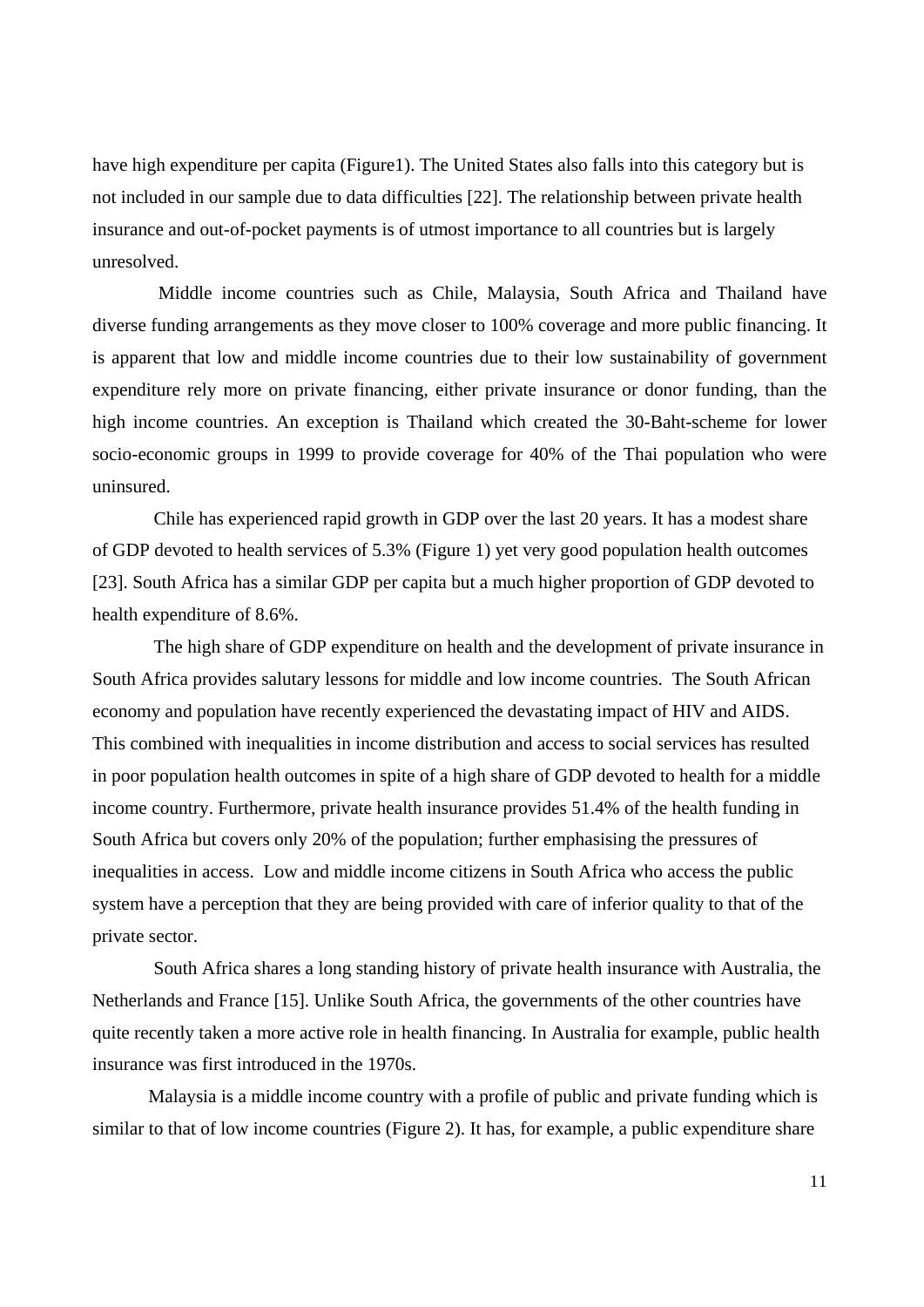have high expenditure per capita (Figure1). The United States also falls into this category but is not included in our sample due to data difficulties [22]. The relationship between private health insurance and out-of-pocket payments is of utmost importance to all countries but is largely unresolved.

Middle income countries such as Chile, Malaysia, South Africa and Thailand have diverse funding arrangements as they move closer to 100% coverage and more public financing. It is apparent that low and middle income countries due to their low sustainability of government expenditure rely more on private financing, either private insurance or donor funding, than the high income countries. An exception is Thailand which created the 30-Baht-scheme for lower socio-economic groups in 1999 to provide coverage for 40% of the Thai population who were uninsured.

Chile has experienced rapid growth in GDP over the last 20 years. It has a modest share of GDP devoted to health services of 5.3% (Figure 1) yet very good population health outcomes [23]. South Africa has a similar GDP per capita but a much higher proportion of GDP devoted to health expenditure of 8.6%.

The high share of GDP expenditure on health and the development of private insurance in South Africa provides salutary lessons for middle and low income countries. The South African economy and population have recently experienced the devastating impact of HIV and AIDS. This combined with inequalities in income distribution and access to social services has resulted in poor population health outcomes in spite of a high share of GDP devoted to health for a middle income country. Furthermore, private health insurance provides 51.4% of the health funding in South Africa but covers only 20% of the population; further emphasising the pressures of inequalities in access. Low and middle income citizens in South Africa who access the public system have a perception that they are being provided with care of inferior quality to that of the private sector.

South Africa shares a long standing history of private health insurance with Australia, the Netherlands and France [15]. Unlike South Africa, the governments of the other countries have quite recently taken a more active role in health financing. In Australia for example, public health insurance was first introduced in the 1970s.

Malaysia is a middle income country with a profile of public and private funding which is similar to that of low income countries (Figure 2). It has, for example, a public expenditure share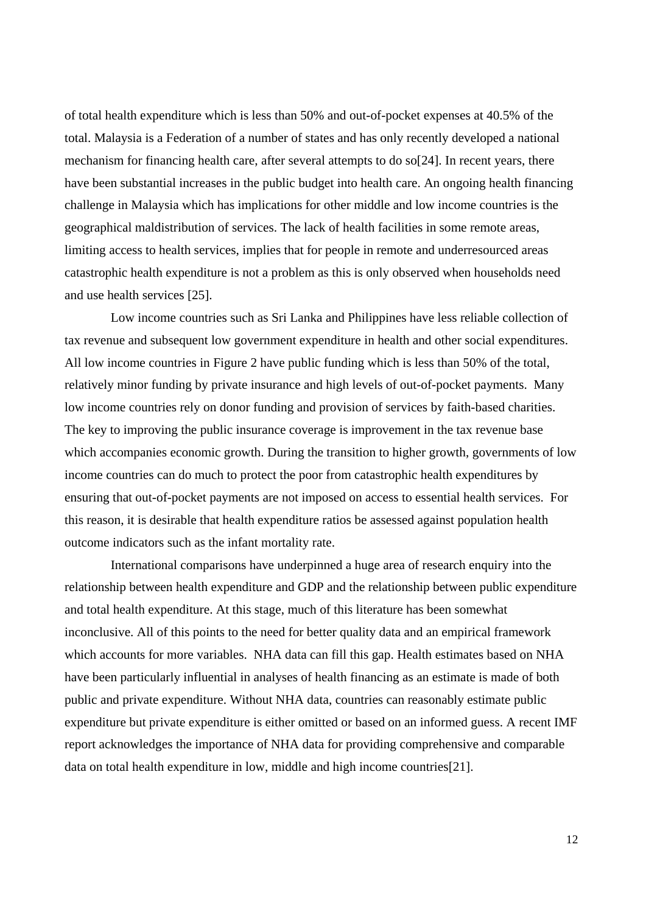of total health expenditure which is less than 50% and out-of-pocket expenses at 40.5% of the total. Malaysia is a Federation of a number of states and has only recently developed a national mechanism for financing health care, after several attempts to do so[24]. In recent years, there have been substantial increases in the public budget into health care. An ongoing health financing challenge in Malaysia which has implications for other middle and low income countries is the geographical maldistribution of services. The lack of health facilities in some remote areas, limiting access to health services, implies that for people in remote and underresourced areas catastrophic health expenditure is not a problem as this is only observed when households need and use health services [25].

Low income countries such as Sri Lanka and Philippines have less reliable collection of tax revenue and subsequent low government expenditure in health and other social expenditures. All low income countries in Figure 2 have public funding which is less than 50% of the total, relatively minor funding by private insurance and high levels of out-of-pocket payments. Many low income countries rely on donor funding and provision of services by faith-based charities. The key to improving the public insurance coverage is improvement in the tax revenue base which accompanies economic growth. During the transition to higher growth, governments of low income countries can do much to protect the poor from catastrophic health expenditures by ensuring that out-of-pocket payments are not imposed on access to essential health services. For this reason, it is desirable that health expenditure ratios be assessed against population health outcome indicators such as the infant mortality rate.

International comparisons have underpinned a huge area of research enquiry into the relationship between health expenditure and GDP and the relationship between public expenditure and total health expenditure. At this stage, much of this literature has been somewhat inconclusive. All of this points to the need for better quality data and an empirical framework which accounts for more variables. NHA data can fill this gap. Health estimates based on NHA have been particularly influential in analyses of health financing as an estimate is made of both public and private expenditure. Without NHA data, countries can reasonably estimate public expenditure but private expenditure is either omitted or based on an informed guess. A recent IMF report acknowledges the importance of NHA data for providing comprehensive and comparable data on total health expenditure in low, middle and high income countries[21].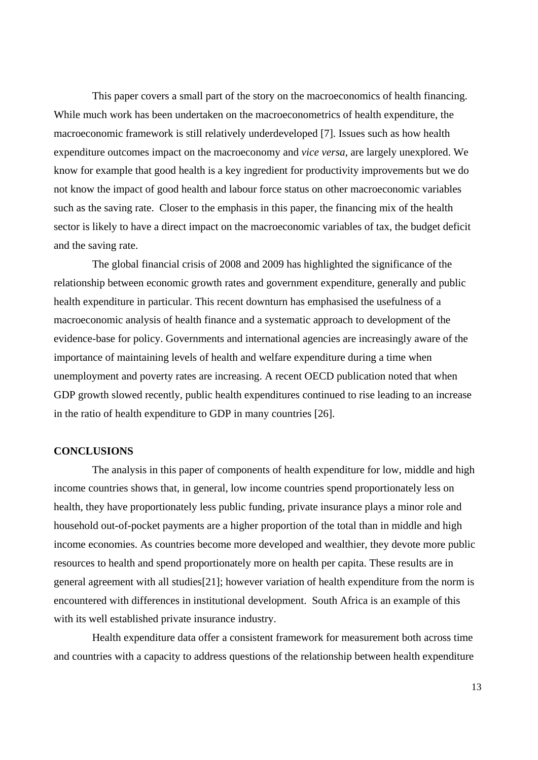This paper covers a small part of the story on the macroeconomics of health financing. While much work has been undertaken on the macroeconometrics of health expenditure, the macroeconomic framework is still relatively underdeveloped [7]. Issues such as how health expenditure outcomes impact on the macroeconomy and *vice versa*, are largely unexplored. We know for example that good health is a key ingredient for productivity improvements but we do not know the impact of good health and labour force status on other macroeconomic variables such as the saving rate. Closer to the emphasis in this paper, the financing mix of the health sector is likely to have a direct impact on the macroeconomic variables of tax, the budget deficit and the saving rate.

The global financial crisis of 2008 and 2009 has highlighted the significance of the relationship between economic growth rates and government expenditure, generally and public health expenditure in particular. This recent downturn has emphasised the usefulness of a macroeconomic analysis of health finance and a systematic approach to development of the evidence-base for policy. Governments and international agencies are increasingly aware of the importance of maintaining levels of health and welfare expenditure during a time when unemployment and poverty rates are increasing. A recent OECD publication noted that when GDP growth slowed recently, public health expenditures continued to rise leading to an increase in the ratio of health expenditure to GDP in many countries [26].

## CONCLUSIONS

The analysis in this paper of components of health expenditure for low, middle and high income countries shows that, in general, low income countries spend proportionately less on health, they have proportionately less public funding, private insurance plays a minor role and household out-of-pocket payments are a higher proportion of the total than in middle and high income economies. As countries become more developed and wealthier, they devote more public resources to health and spend proportionately more on health per capita. These results are in general agreement with all studies[21]; however variation of health expenditure from the norm is encountered with differences in institutional development. South Africa is an example of this with its well established private insurance industry.

Health expenditure data offer a consistent framework for measurement both across time and countries with a capacity to address questions of the relationship between health expenditure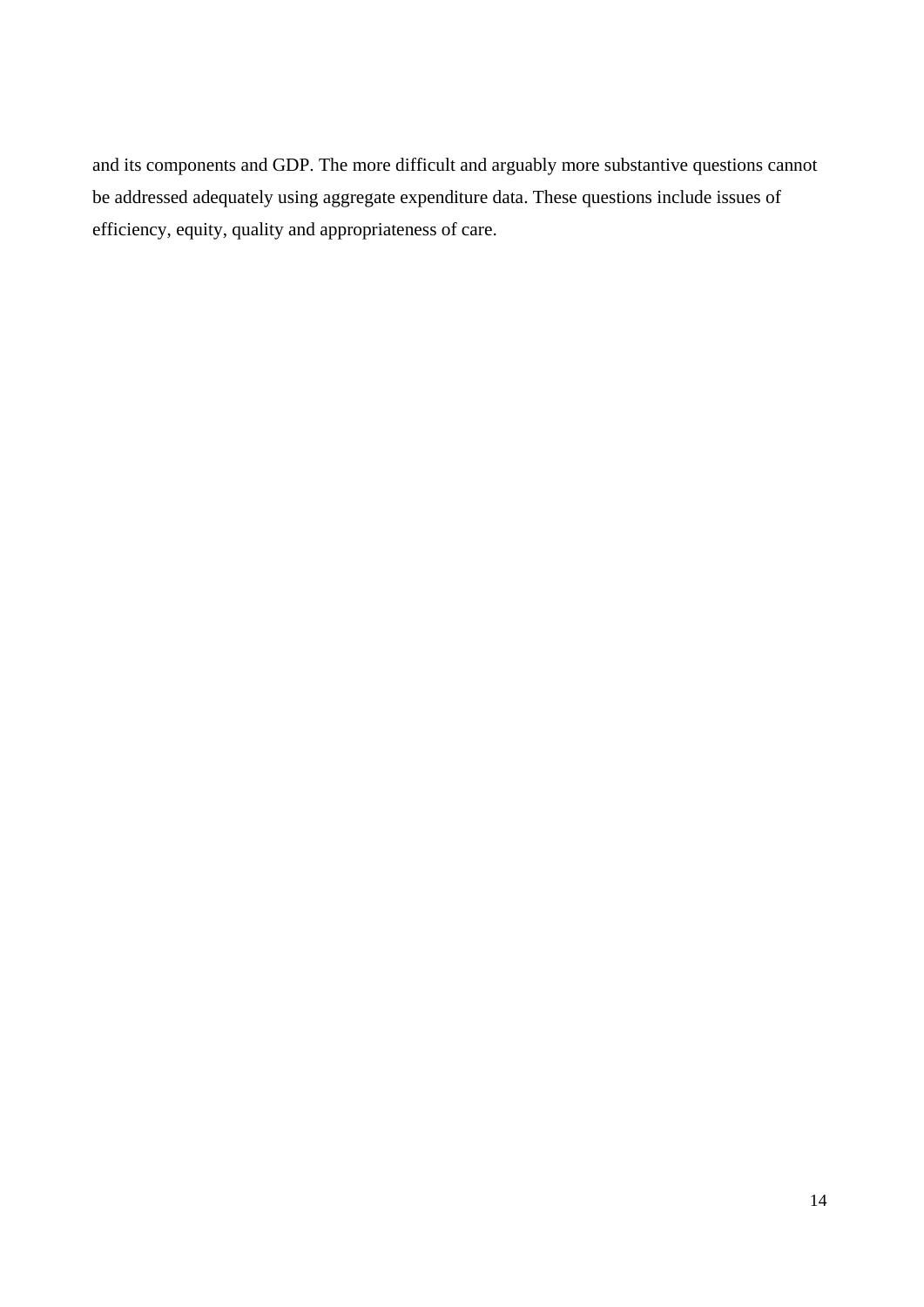and its components and GDP. The more difficult and arguably more substantive questions cannot be addressed adequately using aggregate expenditure data. These questions include issues of efficiency, equity, quality and appropriateness of care.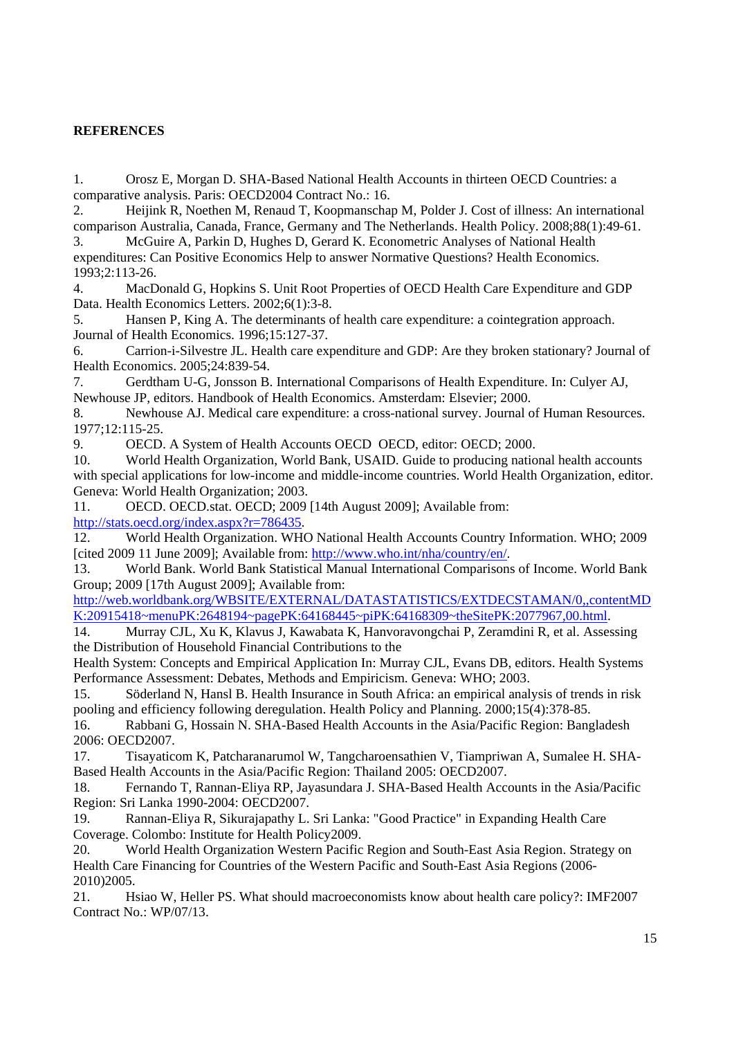**REFERENCES**

1. Orosz E, Morgan D. SHA-Based National Health Accounts in thirteen OECD Countries: a comparative analysis. Paris: OECD2004 Contract No.: 16.
2. Heijink R, Noethen M, Renaud T, Koopmanschap M, Polder J. Cost of illness: An international comparison Australia, Canada, France, Germany and The Netherlands. Health Policy. 2008;88(1):49-61.
3. McGuire A, Parkin D, Hughes D, Gerard K. Econometric Analyses of National Health expenditures: Can Positive Economics Help to answer Normative Questions? Health Economics. 1993;2:113-26.
4. MacDonald G, Hopkins S. Unit Root Properties of OECD Health Care Expenditure and GDP Data. Health Economics Letters. 2002;6(1):3-8.
5. Hansen P, King A. The determinants of health care expenditure: a cointegration approach. Journal of Health Economics. 1996;15:127-37.
6. Carrion-i-Silvestre JL. Health care expenditure and GDP: Are they broken stationary? Journal of Health Economics. 2005;24:839-54.
7. Gerdtham U-G, Jonsson B. International Comparisons of Health Expenditure. In: Culyer AJ, Newhouse JP, editors. Handbook of Health Economics. Amsterdam: Elsevier; 2000.
8. Newhouse AJ. Medical care expenditure: a cross-national survey. Journal of Human Resources. 1977;12:115-25.
9. OECD. A System of Health Accounts OECD OECD, editor: OECD; 2000.
10. World Health Organization, World Bank, USAID. Guide to producing national health accounts with special applications for low-income and middle-income countries. World Health Organization, editor. Geneva: World Health Organization; 2003.
11. OECD. OECD.stat. OECD; 2009 [14th August 2009]; Available from: http://stats.oecd.org/index.aspx?r=786435.
12. World Health Organization. WHO National Health Accounts Country Information. WHO; 2009 [cited 2009 11 June 2009]; Available from: http://www.who.int/nha/country/en/.
13. World Bank. World Bank Statistical Manual International Comparisons of Income. World Bank Group; 2009 [17th August 2009]; Available from: http://web.worldbank.org/WBSITE/EXTERNAL/DATASTATISTICS/EXTDECSTAMAN/0,,contentMDK:20915418~menuPK:2648194~pagePK:64168445~piPK:64168309~theSitePK:2077967,00.html.
14. Murray CJL, Xu K, Klavus J, Kawabata K, Hanvoravongchai P, Zeramdini R, et al. Assessing the Distribution of Household Financial Contributions to the Health System: Concepts and Empirical Application In: Murray CJL, Evans DB, editors. Health Systems Performance Assessment: Debates, Methods and Empiricism. Geneva: WHO; 2003.
15. Söderland N, Hansl B. Health Insurance in South Africa: an empirical analysis of trends in risk pooling and efficiency following deregulation. Health Policy and Planning. 2000;15(4):378-85.
16. Rabbani G, Hossain N. SHA-Based Health Accounts in the Asia/Pacific Region: Bangladesh 2006: OECD2007.
17. Tisayaticom K, Patcharanarumol W, Tangcharoensathien V, Tiampriwan A, Sumalee H. SHA-Based Health Accounts in the Asia/Pacific Region: Thailand 2005: OECD2007.
18. Fernando T, Rannan-Eliya RP, Jayasundara J. SHA-Based Health Accounts in the Asia/Pacific Region: Sri Lanka 1990-2004: OECD2007.
19. Rannan-Eliya R, Sikurajapathy L. Sri Lanka: "Good Practice" in Expanding Health Care Coverage. Colombo: Institute for Health Policy2009.
20. World Health Organization Western Pacific Region and South-East Asia Region. Strategy on Health Care Financing for Countries of the Western Pacific and South-East Asia Regions (2006-2010)2005.
21. Hsiao W, Heller PS. What should macroeconomists know about health care policy?: IMF2007 Contract No.: WP/07/13.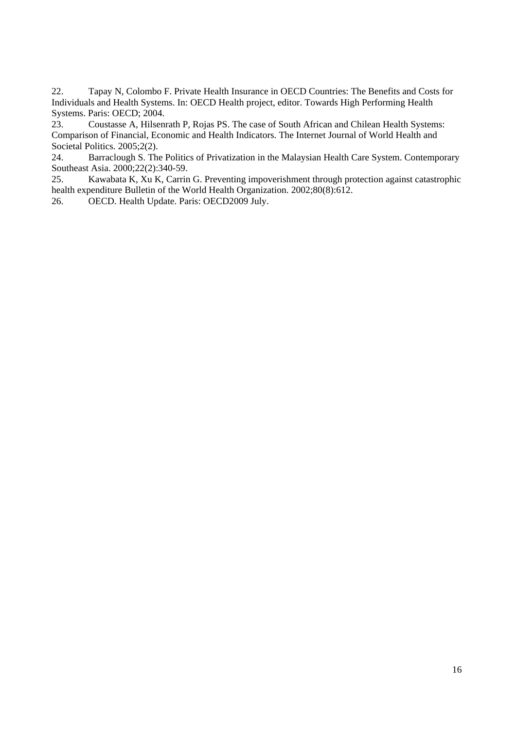22. Tapay N, Colombo F. Private Health Insurance in OECD Countries: The Benefits and Costs for Individuals and Health Systems. In: OECD Health project, editor. Towards High Performing Health Systems. Paris: OECD; 2004.
23. Coustasse A, Hilsenrath P, Rojas PS. The case of South African and Chilean Health Systems: Comparison of Financial, Economic and Health Indicators. The Internet Journal of World Health and Societal Politics. 2005;2(2).
24. Barraclough S. The Politics of Privatization in the Malaysian Health Care System. Contemporary Southeast Asia. 2000;22(2):340-59.
25. Kawabata K, Xu K, Carrin G. Preventing impoverishment through protection against catastrophic health expenditure Bulletin of the World Health Organization. 2002;80(8):612.
26. OECD. Health Update. Paris: OECD2009 July.